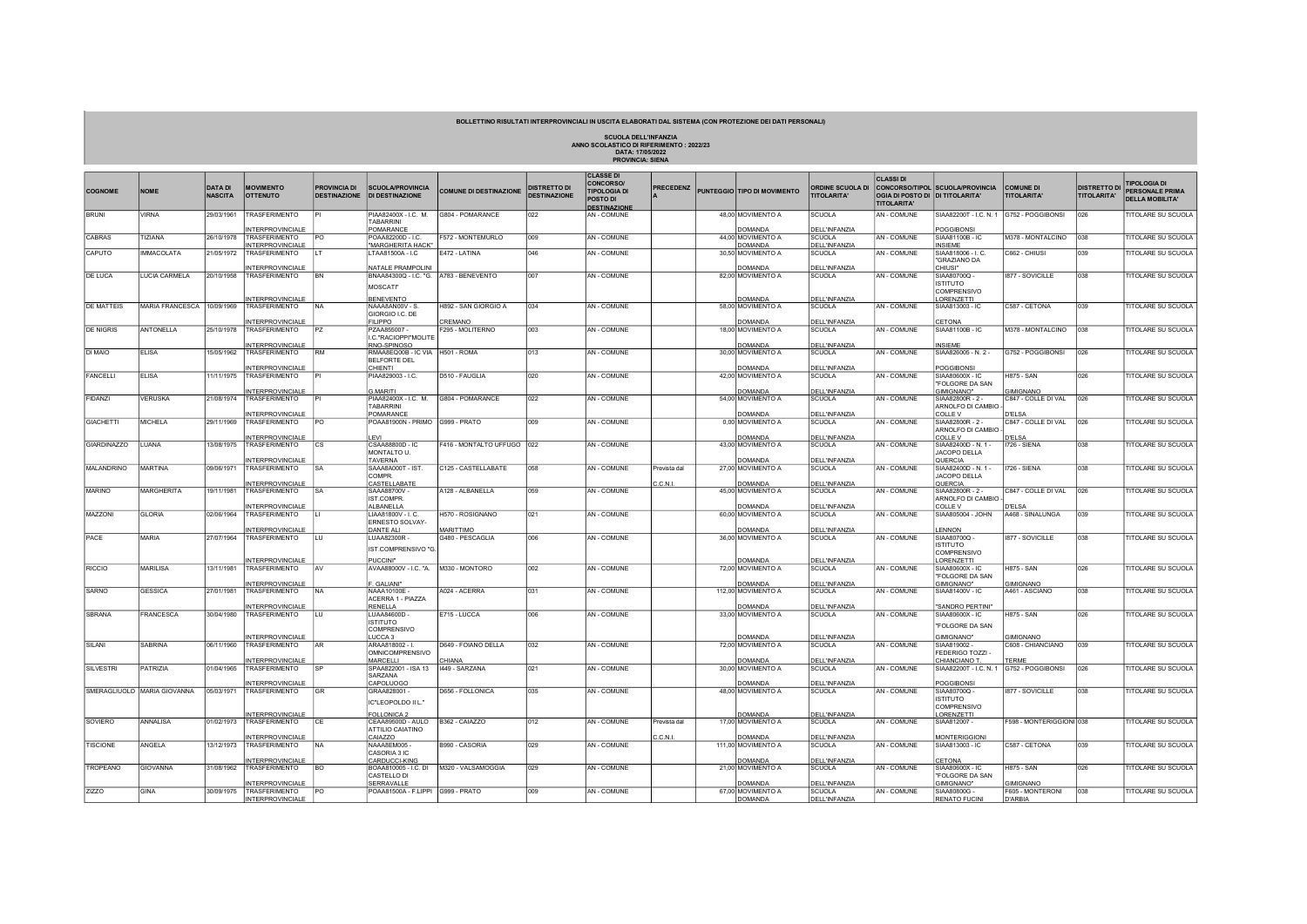**BOLLETTINO RISULTATI INTERPROVINCIALI IN USCITA ELABORATI DAL SISTEMA (CON PROTEZIONE DEI DATI PERSONALI)**

**SCUOLA DELL'INFANZIA**
**ANNO SCOLASTICO DI RIFERIMENTO : 2022/23**
**DATA: 17/05/2022**
**PROVINCIA: SIENA**

| COGNOME | NOME | DATA DI NASCITA | MOVIMENTO OTTENUTO | PROVINCIA DI DESTINAZIONE | SCUOLA/PROVINCIA DI DESTINAZIONE | COMUNE DI DESTINAZIONE | DISTRETTO DI DESTINAZIONE | CLASSE DI CONCORSO/ TIPOLOGIA DI POSTO DI DESTINAZIONE | PRECEDENZA | PUNTEGGIO | TIPO DI MOVIMENTO | ORDINE SCUOLA DI TITOLARITA' | CLASSI DI CONCORSO/TIPOLOGIA DI POSTO DI TITOLARITA' | SCUOLA/PROVINCIA DI TITOLARITA' | COMUNE DI TITOLARITA' | DISTRETTO DI TITOLARITA' | TIPOLOGIA DI PERSONALE PRIMA DELLA MOBILITA' |
|---|---|---|---|---|---|---|---|---|---|---|---|---|---|---|---|---|---|
| BRUNI | VIRNA | 29/03/1961 | TRASFERIMENTO INTERPROVINCIALE | PI | PIAA82400X - I.C. M. TABARRINI POMARANCE | G804 - POMARANCE | 022 | AN - COMUNE | | 48,00 | MOVIMENTO A DOMANDA | SCUOLA DELL'INFANZIA | AN - COMUNE | SIAA82200T - I.C. N. 1 POGGIBONSI | G752 - POGGIBONSI | 026 | TITOLARE SU SCUOLA |
| CABRAS | TIZIANA | 26/10/1978 | TRASFERIMENTO INTERPROVINCIALE | PO | POAA82200D - I.C. "MARGHERITA HACK" | F572 - MONTEMURLO | 009 | AN - COMUNE | | 44,00 | MOVIMENTO A DOMANDA | SCUOLA DELL'INFANZIA | AN - COMUNE | SIAA81100B - IC INSIEME | M378 - MONTALCINO | 038 | TITOLARE SU SCUOLA |
| CAPUTO | IMMACOLATA | 21/05/1972 | TRASFERIMENTO INTERPROVINCIALE | LT | LTAA81500A - I.C NATALE PRAMPOLINI | E472 - LATINA | 046 | AN - COMUNE | | 30,50 | MOVIMENTO A DOMANDA | SCUOLA DELL'INFANZIA | AN - COMUNE | SIAA818006 - I. C. "GRAZIANO DA CHIUSI" | C662 - CHIUSI | 039 | TITOLARE SU SCUOLA |
| DE LUCA | LUCIA CARMELA | 20/10/1958 | TRASFERIMENTO INTERPROVINCIALE | BN | BNAA84300Q - I.C. "G. MOSCATI" BENEVENTO | A783 - BENEVENTO | 007 | AN - COMUNE | | 82,00 | MOVIMENTO A DOMANDA | SCUOLA DELL'INFANZIA | AN - COMUNE | SIAA80700Q - ISTITUTO COMPRENSIVO LORENZETTI | I877 - SOVICILLE | 038 | TITOLARE SU SCUOLA |
| DE MATTEIS | MARIA FRANCESCA | 10/09/1969 | TRASFERIMENTO INTERPROVINCIALE | NA | NAAA8AN00V - S. GIORGIO I.C. DE FILIPPO | H892 - SAN GIORGIO A CREMANO | 034 | AN - COMUNE | | 58,00 | MOVIMENTO A DOMANDA | SCUOLA DELL'INFANZIA | AN - COMUNE | SIAA813003 - IC CETONA | C587 - CETONA | 039 | TITOLARE SU SCUOLA |
| DE NIGRIS | ANTONELLA | 25/10/1978 | TRASFERIMENTO INTERPROVINCIALE | PZ | PZAA855007 - I.C."RACIOPPI"MOLITERNO-SPINOSO | F295 - MOLITERNO | 003 | AN - COMUNE | | 18,00 | MOVIMENTO A DOMANDA | SCUOLA DELL'INFANZIA | AN - COMUNE | SIAA81100B - IC INSIEME | M378 - MONTALCINO | 038 | TITOLARE SU SCUOLA |
| DI MAIO | ELISA | 15/05/1962 | TRASFERIMENTO INTERPROVINCIALE | RM | RMAA8EQ00B - IC VIA BELFORTE DEL CHIENTI | H501 - ROMA | 013 | AN - COMUNE | | 30,00 | MOVIMENTO A DOMANDA | SCUOLA DELL'INFANZIA | AN - COMUNE | SIAA826005 - N. 2 - POGGIBONSI | G752 - POGGIBONSI | 026 | TITOLARE SU SCUOLA |
| FANCELLI | ELISA | 11/11/1975 | TRASFERIMENTO INTERPROVINCIALE | PI | PIAA829003 - I.C. G.MARITI | D510 - FAUGLIA | 020 | AN - COMUNE | | 42,00 | MOVIMENTO A DOMANDA | SCUOLA DELL'INFANZIA | AN - COMUNE | SIAA80600X - IC "FOLGORE DA SAN GIMIGNANO" | H875 - SAN GIMIGNANO | 026 | TITOLARE SU SCUOLA |
| FIDANZI | VERUSKA | 21/08/1974 | TRASFERIMENTO INTERPROVINCIALE | PI | PIAA82400X - I.C. M. TABARRINI POMARANCE | G804 - POMARANCE | 022 | AN - COMUNE | | 54,00 | MOVIMENTO A DOMANDA | SCUOLA DELL'INFANZIA | AN - COMUNE | SIAA82800R - 2 - ARNOLFO DI CAMBIO - COLLE V | C847 - COLLE DI VAL D'ELSA | 026 | TITOLARE SU SCUOLA |
| GIACHETTI | MICHELA | 29/11/1969 | TRASFERIMENTO INTERPROVINCIALE | PO | POAA81900N - PRIMO LEVI | G999 - PRATO | 009 | AN - COMUNE | | 0,00 | MOVIMENTO A DOMANDA | SCUOLA DELL'INFANZIA | AN - COMUNE | SIAA82800R - 2 - ARNOLFO DI CAMBIO - COLLE V | C847 - COLLE DI VAL D'ELSA | 026 | TITOLARE SU SCUOLA |
| GIARDINAZZO | LUANA | 13/08/1975 | TRASFERIMENTO INTERPROVINCIALE | CS | CSAA88800D - IC MONTALTO U. TAVERNA | F416 - MONTALTO UFFUGO | 022 | AN - COMUNE | | 43,00 | MOVIMENTO A DOMANDA | SCUOLA DELL'INFANZIA | AN - COMUNE | SIAA82400D - N. 1 - JACOPO DELLA QUERCIA | I726 - SIENA | 038 | TITOLARE SU SCUOLA |
| MALANDRINO | MARTINA | 09/06/1971 | TRASFERIMENTO INTERPROVINCIALE | SA | SAAA8A000T - IST. COMPR. CASTELLABATE | C125 - CASTELLABATE | 058 | AN - COMUNE | Prevista dal C.C.N.I. | 27,00 | MOVIMENTO A DOMANDA | SCUOLA DELL'INFANZIA | AN - COMUNE | SIAA82400D - N. 1 - JACOPO DELLA QUERCIA | I726 - SIENA | 038 | TITOLARE SU SCUOLA |
| MARINO | MARGHERITA | 19/11/1981 | TRASFERIMENTO INTERPROVINCIALE | SA | SAAA88700V - IST.COMPR. ALBANELLA | A128 - ALBANELLA | 059 | AN - COMUNE | | 45,00 | MOVIMENTO A DOMANDA | SCUOLA DELL'INFANZIA | AN - COMUNE | SIAA82800R - 2 - ARNOLFO DI CAMBIO - COLLE V | C847 - COLLE DI VAL D'ELSA | 026 | TITOLARE SU SCUOLA |
| MAZZONI | GLORIA | 02/06/1964 | TRASFERIMENTO INTERPROVINCIALE | LI | LIAA81800V - I. C. ERNESTO SOLVAY-DANTE ALI | H570 - ROSIGNANO MARITTIMO | 021 | AN - COMUNE | | 60,00 | MOVIMENTO A DOMANDA | SCUOLA DELL'INFANZIA | AN - COMUNE | SIAA805004 - JOHN LENNON | A468 - SINALUNGA | 039 | TITOLARE SU SCUOLA |
| PACE | MARIA | 27/07/1964 | TRASFERIMENTO INTERPROVINCIALE | LU | LUAA82300R - IST.COMPRENSIVO "G. PUCCINI" | G480 - PESCAGLIA | 006 | AN - COMUNE | | 36,00 | MOVIMENTO A DOMANDA | SCUOLA DELL'INFANZIA | AN - COMUNE | SIAA80700Q - ISTITUTO COMPRENSIVO LORENZETTI | I877 - SOVICILLE | 038 | TITOLARE SU SCUOLA |
| RICCIO | MARILISA | 13/11/1981 | TRASFERIMENTO INTERPROVINCIALE | AV | AVAA88000V - I.C. "A. F. GALIANI" | M330 - MONTORO | 002 | AN - COMUNE | | 72,00 | MOVIMENTO A DOMANDA | SCUOLA DELL'INFANZIA | AN - COMUNE | SIAA80600X - IC "FOLGORE DA SAN GIMIGNANO" | H875 - SAN GIMIGNANO | 026 | TITOLARE SU SCUOLA |
| SARNO | GESSICA | 27/01/1981 | TRASFERIMENTO INTERPROVINCIALE | NA | NAAA10100E - ACERRA 1 - PIAZZA RENELLA | A024 - ACERRA | 031 | AN - COMUNE | | 112,00 | MOVIMENTO A DOMANDA | SCUOLA DELL'INFANZIA | AN - COMUNE | SIAA81400V - IC "SANDRO PERTINI" | A461 - ASCIANO | 038 | TITOLARE SU SCUOLA |
| SBRANA | FRANCESCA | 30/04/1980 | TRASFERIMENTO INTERPROVINCIALE | LU | LUAA84600D - ISTITUTO COMPRENSIVO LUCCA 3 | E715 - LUCCA | 006 | AN - COMUNE | | 33,00 | MOVIMENTO A DOMANDA | SCUOLA DELL'INFANZIA | AN - COMUNE | SIAA80600X - IC "FOLGORE DA SAN GIMIGNANO" | H875 - SAN GIMIGNANO | 026 | TITOLARE SU SCUOLA |
| SILANI | SABRINA | 06/11/1960 | TRASFERIMENTO INTERPROVINCIALE | AR | ARAA818002 - I. OMNICOMPRENSIVO MARCELLI | D649 - FOIANO DELLA CHIANA | 032 | AN - COMUNE | | 72,00 | MOVIMENTO A DOMANDA | SCUOLA DELL'INFANZIA | AN - COMUNE | SIAA819002 - FEDERIGO TOZZI - CHIANCIANO T. | C608 - CHIANCIANO TERME | 039 | TITOLARE SU SCUOLA |
| SILVESTRI | PATRIZIA | 01/04/1965 | TRASFERIMENTO INTERPROVINCIALE | SP | SPAA822001 - ISA 13 SARZANA CAPOLUOGO | I449 - SARZANA | 021 | AN - COMUNE | | 30,00 | MOVIMENTO A DOMANDA | SCUOLA DELL'INFANZIA | AN - COMUNE | SIAA82200T - I.C. N. 1 POGGIBONSI | G752 - POGGIBONSI | 026 | TITOLARE SU SCUOLA |
| SMERAGLIUOLO | MARIA GIOVANNA | 05/03/1971 | TRASFERIMENTO INTERPROVINCIALE | GR | GRAA828001 - IC"LEOPOLDO II L." FOLLONICA 2 | D656 - FOLLONICA | 035 | AN - COMUNE | | 48,00 | MOVIMENTO A DOMANDA | SCUOLA DELL'INFANZIA | AN - COMUNE | SIAA80700Q - ISTITUTO COMPRENSIVO LORENZETTI | I877 - SOVICILLE | 038 | TITOLARE SU SCUOLA |
| SOVIERO | ANNALISA | 01/02/1973 | TRASFERIMENTO INTERPROVINCIALE | CE | CEAA89500D - AULO ATTILIO CAIATINO CAIAZZO | B362 - CAIAZZO | 012 | AN - COMUNE | Prevista dal C.C.N.I. | 17,00 | MOVIMENTO A DOMANDA | SCUOLA DELL'INFANZIA | AN - COMUNE | SIAA812007 - MONTERIGGIONI | F598 - MONTERIGGIONI | 038 | TITOLARE SU SCUOLA |
| TISCIONE | ANGELA | 13/12/1973 | TRASFERIMENTO INTERPROVINCIALE | NA | NAAA8EM005 - CASORIA 3 IC CARDUCCI-KING | B990 - CASORIA | 029 | AN - COMUNE | | 111,00 | MOVIMENTO A DOMANDA | SCUOLA DELL'INFANZIA | AN - COMUNE | SIAA813003 - IC CETONA | C587 - CETONA | 039 | TITOLARE SU SCUOLA |
| TROPEANO | GIOVANNA | 31/08/1962 | TRASFERIMENTO INTERPROVINCIALE | BO | BOAA810005 - I.C. DI CASTELLO DI SERRAVALLE | M320 - VALSAMOGGIA | 029 | AN - COMUNE | | 21,00 | MOVIMENTO A DOMANDA | SCUOLA DELL'INFANZIA | AN - COMUNE | SIAA80600X - IC "FOLGORE DA SAN GIMIGNANO" | H875 - SAN GIMIGNANO | 026 | TITOLARE SU SCUOLA |
| ZIZZO | GINA | 30/09/1975 | TRASFERIMENTO INTERPROVINCIALE | PO | POAA81500A - F.LIPPI | G999 - PRATO | 009 | AN - COMUNE | | 67,00 | MOVIMENTO A DOMANDA | SCUOLA DELL'INFANZIA | AN - COMUNE | SIAA80800G - RENATO FUCINI | F605 - MONTERONI D'ARBIA | 038 | TITOLARE SU SCUOLA |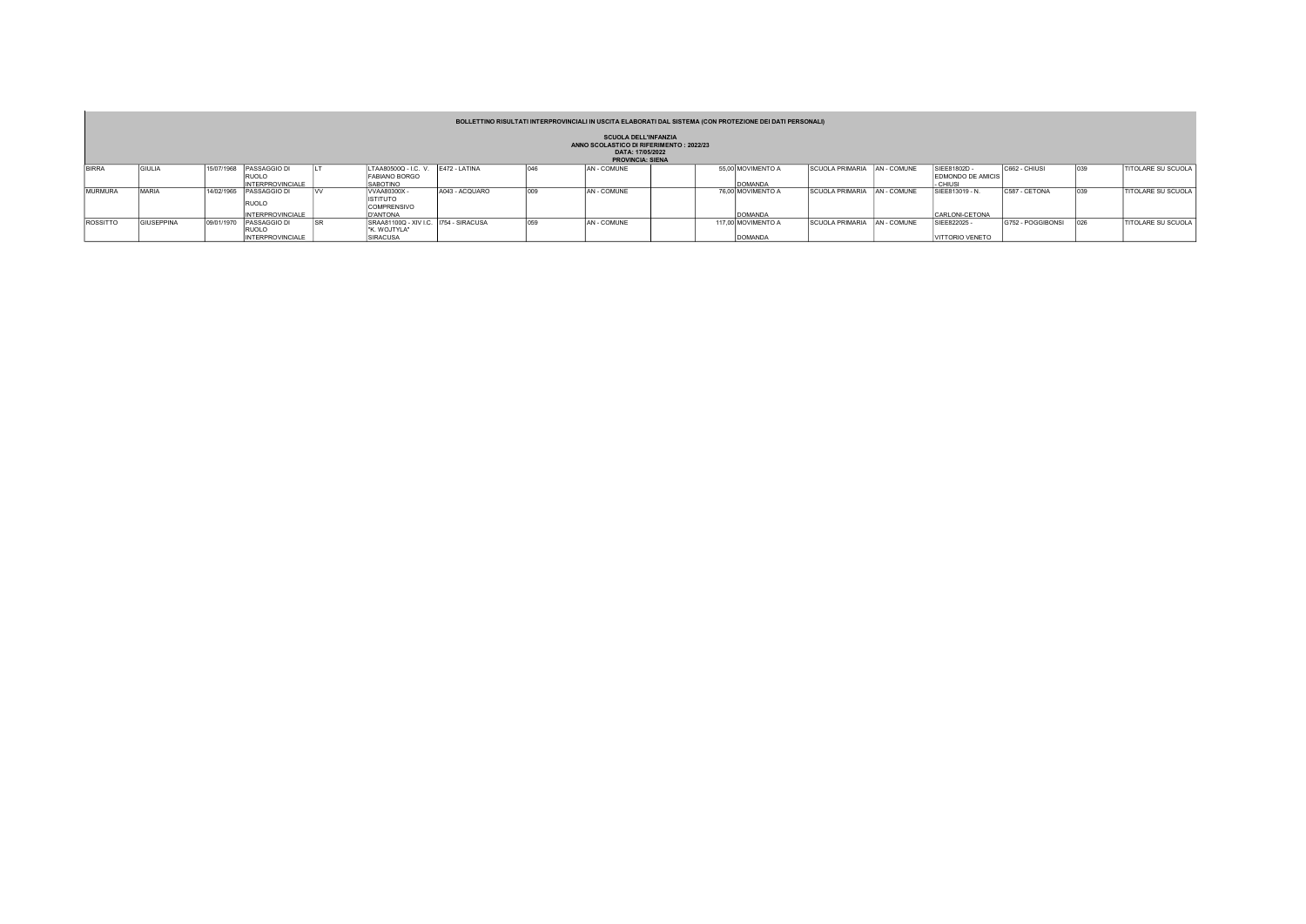**BOLLETTINO RISULTATI INTERPROVINCIALI IN USCITA ELABORATI DAL SISTEMA (CON PROTEZIONE DEI DATI PERSONALI)**

**SCUOLA DELL'INFANZIA**
**ANNO SCOLASTICO DI RIFERIMENTO : 2022/23**
**DATA: 17/05/2022**
**PROVINCIA: SIENA**

| | | | | | | | | | | | | | | | | | | |
|---|---|---|---|---|---|---|---|---|---|---|---|---|---|---|---|---|---|---|
| BIRRA | GIULIA | 15/07/1968 | PASSAGGIO DI RUOLO INTERPROVINCIALE | LT | LTAA80500Q - I.C. V. FABIANO BORGO SABOTINO | E472 - LATINA | 046 | AN - COMUNE | | 55,00 | MOVIMENTO A DOMANDA | SCUOLA PRIMARIA | AN - COMUNE | SIEE81802D - EDMONDO DE AMICIS - CHIUSI | C662 - CHIUSI | 039 | | TITOLARE SU SCUOLA |
| MURMURA | MARIA | 14/02/1965 | PASSAGGIO DI RUOLO INTERPROVINCIALE | VV | VVAA80300X - ISTITUTO COMPRENSIVO D'ANTONA | A043 - ACQUARO | 009 | AN - COMUNE | | 76,00 | MOVIMENTO A DOMANDA | SCUOLA PRIMARIA | AN - COMUNE | SIEE813019 - N. CARLONI-CETONA | C587 - CETONA | 039 | | TITOLARE SU SCUOLA |
| ROSSITTO | GIUSEPPINA | 09/01/1970 | PASSAGGIO DI RUOLO INTERPROVINCIALE | SR | SRAA81100Q - XIV I.C. "K. WOJTYLA" SIRACUSA | I754 - SIRACUSA | 059 | AN - COMUNE | | 117,00 | MOVIMENTO A DOMANDA | SCUOLA PRIMARIA | AN - COMUNE | SIEE822025 - VITTORIO VENETO | G752 - POGGIBONSI | 026 | | TITOLARE SU SCUOLA |